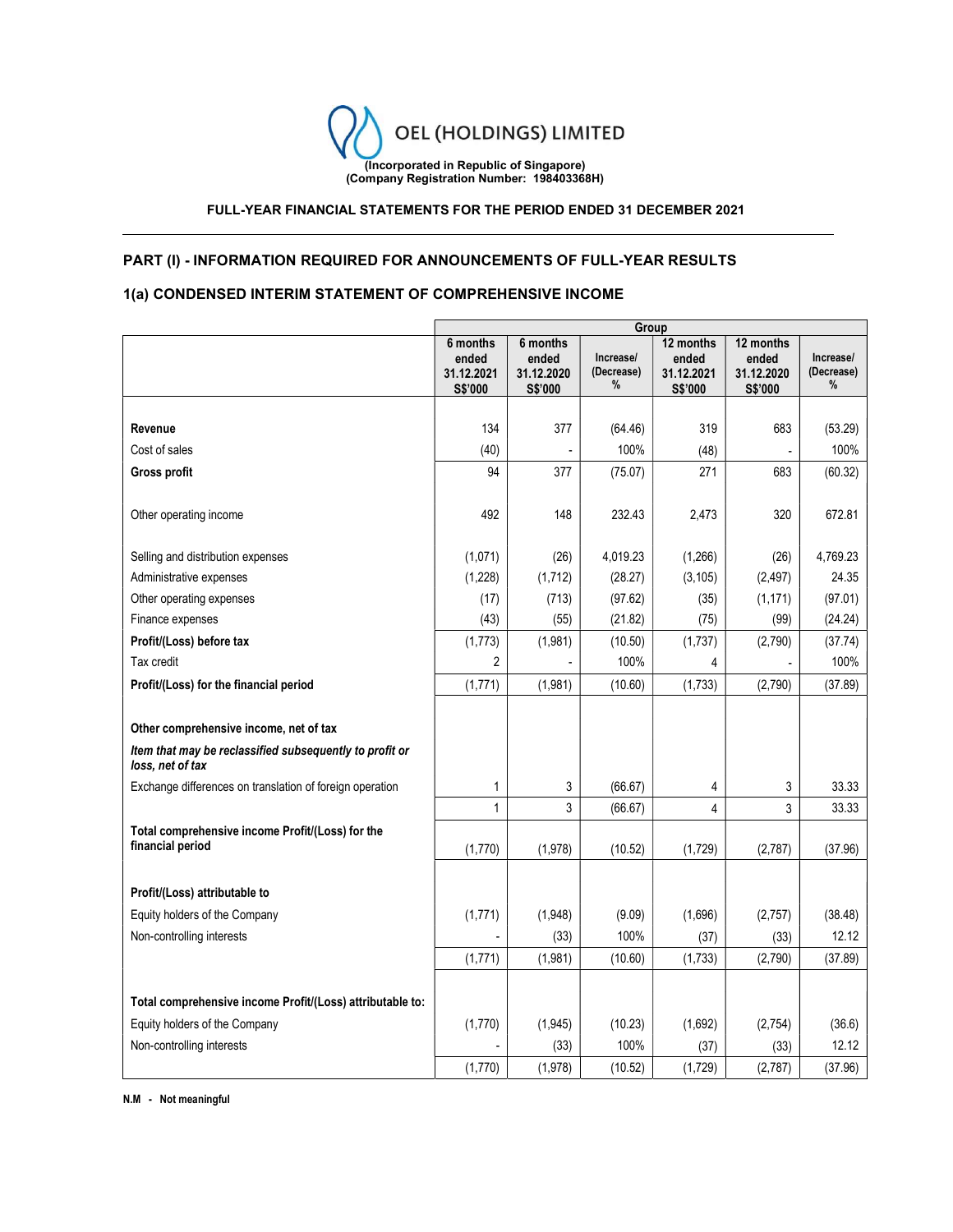OEL (HOLDINGS) LIMITED

(Incorporated in Republic of Singapore)
(Company Registration Number: 198403368H)

**FULL-YEAR FINANCIAL STATEMENTS FOR THE PERIOD ENDED 31 DECEMBER 2021**

## PART (I) - INFORMATION REQUIRED FOR ANNOUNCEMENTS OF FULL-YEAR RESULTS

### 1(a) CONDENSED INTERIM STATEMENT OF COMPREHENSIVE INCOME

| | Group | | | | | |
|---|---|---|---|---|---|---|
| | 6 months ended 31.12.2021 S$'000 | 6 months ended 31.12.2020 S$'000 | Increase/ (Decrease) % | 12 months ended 31.12.2021 S$'000 | 12 months ended 31.12.2020 S$'000 | Increase/ (Decrease) % |
| **Revenue** | 134 | 377 | (64.46) | 319 | 683 | (53.29) |
| Cost of sales | (40) | - | 100% | (48) | - | 100% |
| **Gross profit** | 94 | 377 | (75.07) | 271 | 683 | (60.32) |
| Other operating income | 492 | 148 | 232.43 | 2,473 | 320 | 672.81 |
| Selling and distribution expenses | (1,071) | (26) | 4,019.23 | (1,266) | (26) | 4,769.23 |
| Administrative expenses | (1,228) | (1,712) | (28.27) | (3,105) | (2,497) | 24.35 |
| Other operating expenses | (17) | (713) | (97.62) | (35) | (1,171) | (97.01) |
| Finance expenses | (43) | (55) | (21.82) | (75) | (99) | (24.24) |
| **Profit/(Loss) before tax** | (1,773) | (1,981) | (10.50) | (1,737) | (2,790) | (37.74) |
| Tax credit | 2 | - | 100% | 4 | - | 100% |
| **Profit/(Loss) for the financial period** | (1,771) | (1,981) | (10.60) | (1,733) | (2,790) | (37.89) |
| **Other comprehensive income, net of tax** | | | | | | |
| ***Item that may be reclassified subsequently to profit or loss, net of tax*** | | | | | | |
| Exchange differences on translation of foreign operation | 1 | 3 | (66.67) | 4 | 3 | 33.33 |
| | 1 | 3 | (66.67) | 4 | 3 | 33.33 |
| **Total comprehensive income Profit/(Loss) for the financial period** | (1,770) | (1,978) | (10.52) | (1,729) | (2,787) | (37.96) |
| **Profit/(Loss) attributable to** | | | | | | |
| Equity holders of the Company | (1,771) | (1,948) | (9.09) | (1,696) | (2,757) | (38.48) |
| Non-controlling interests | - | (33) | 100% | (37) | (33) | 12.12 |
| | (1,771) | (1,981) | (10.60) | (1,733) | (2,790) | (37.89) |
| **Total comprehensive income Profit/(Loss) attributable to:** | | | | | | |
| Equity holders of the Company | (1,770) | (1,945) | (10.23) | (1,692) | (2,754) | (36.6) |
| Non-controlling interests | - | (33) | 100% | (37) | (33) | 12.12 |
| | (1,770) | (1,978) | (10.52) | (1,729) | (2,787) | (37.96) |

**N.M - Not meaningful**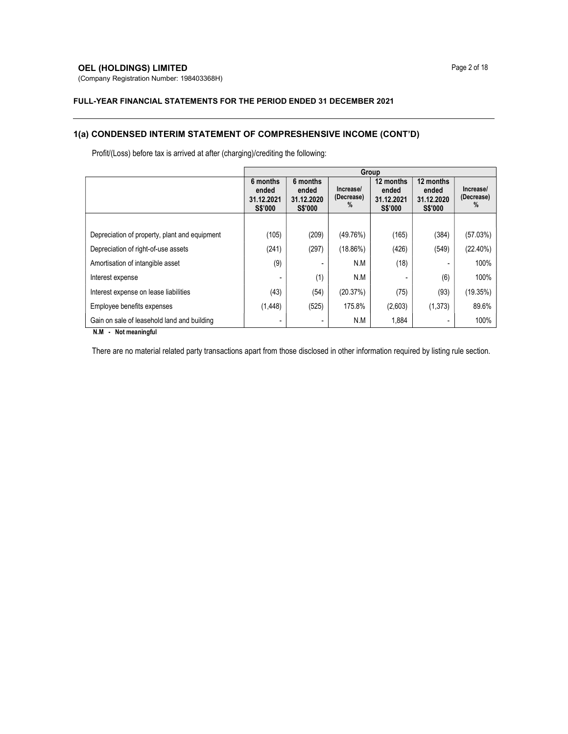## FULL-YEAR FINANCIAL STATEMENTS FOR THE PERIOD ENDED 31 DECEMBER 2021

### 1(a) CONDENSED INTERIM STATEMENT OF COMPRESHENSIVE INCOME (CONT'D)

Profit/(Loss) before tax is arrived at after (charging)/crediting the following:

| | Group | | | | | |
|---|---|---|---|---|---|---|
| | 6 months ended 31.12.2021 S$'000 | 6 months ended 31.12.2020 S$'000 | Increase/ (Decrease) % | 12 months ended 31.12.2021 S$'000 | 12 months ended 31.12.2020 S$'000 | Increase/ (Decrease) % |
| Depreciation of property, plant and equipment | (105) | (209) | (49.76%) | (165) | (384) | (57.03%) |
| Depreciation of right-of-use assets | (241) | (297) | (18.86%) | (426) | (549) | (22.40%) |
| Amortisation of intangible asset | (9) | - | N.M | (18) | - | 100% |
| Interest expense | - | (1) | N.M | - | (6) | 100% |
| Interest expense on lease liabilities | (43) | (54) | (20.37%) | (75) | (93) | (19.35%) |
| Employee benefits expenses | (1,448) | (525) | 175.8% | (2,603) | (1,373) | 89.6% |
| Gain on sale of leasehold land and building | - | - | N.M | 1,884 | - | 100% |

**N.M - Not meaningful**

There are no material related party transactions apart from those disclosed in other information required by listing rule section.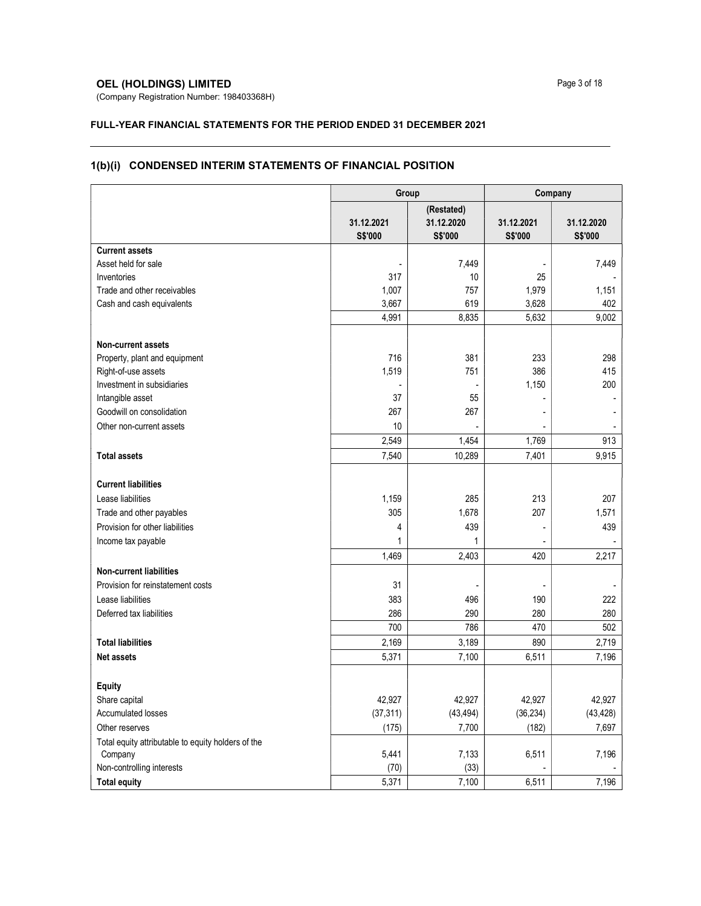**OEL (HOLDINGS) LIMITED**
(Company Registration Number: 198403368H)

**FULL-YEAR FINANCIAL STATEMENTS FOR THE PERIOD ENDED 31 DECEMBER 2021**

## 1(b)(i) CONDENSED INTERIM STATEMENTS OF FINANCIAL POSITION

| | Group | | Company | |
|---|---|---|---|---|
| | 31.12.2021 S$'000 | (Restated) 31.12.2020 S$'000 | 31.12.2021 S$'000 | 31.12.2020 S$'000 |
| **Current assets** | | | | |
| Asset held for sale | - | 7,449 | - | 7,449 |
| Inventories | 317 | 10 | 25 | - |
| Trade and other receivables | 1,007 | 757 | 1,979 | 1,151 |
| Cash and cash equivalents | 3,667 | 619 | 3,628 | 402 |
| | 4,991 | 8,835 | 5,632 | 9,002 |
| **Non-current assets** | | | | |
| Property, plant and equipment | 716 | 381 | 233 | 298 |
| Right-of-use assets | 1,519 | 751 | 386 | 415 |
| Investment in subsidiaries | - | - | 1,150 | 200 |
| Intangible asset | 37 | 55 | - | - |
| Goodwill on consolidation | 267 | 267 | - | - |
| Other non-current assets | 10 | - | - | - |
| | 2,549 | 1,454 | 1,769 | 913 |
| **Total assets** | 7,540 | 10,289 | 7,401 | 9,915 |
| **Current liabilities** | | | | |
| Lease liabilities | 1,159 | 285 | 213 | 207 |
| Trade and other payables | 305 | 1,678 | 207 | 1,571 |
| Provision for other liabilities | 4 | 439 | - | 439 |
| Income tax payable | 1 | 1 | - | - |
| | 1,469 | 2,403 | 420 | 2,217 |
| **Non-current liabilities** | | | | |
| Provision for reinstatement costs | 31 | - | - | - |
| Lease liabilities | 383 | 496 | 190 | 222 |
| Deferred tax liabilities | 286 | 290 | 280 | 280 |
| | 700 | 786 | 470 | 502 |
| **Total liabilities** | 2,169 | 3,189 | 890 | 2,719 |
| **Net assets** | 5,371 | 7,100 | 6,511 | 7,196 |
| **Equity** | | | | |
| Share capital | 42,927 | 42,927 | 42,927 | 42,927 |
| Accumulated losses | (37,311) | (43,494) | (36,234) | (43,428) |
| Other reserves | (175) | 7,700 | (182) | 7,697 |
| Total equity attributable to equity holders of the Company | 5,441 | 7,133 | 6,511 | 7,196 |
| Non-controlling interests | (70) | (33) | - | - |
| **Total equity** | 5,371 | 7,100 | 6,511 | 7,196 |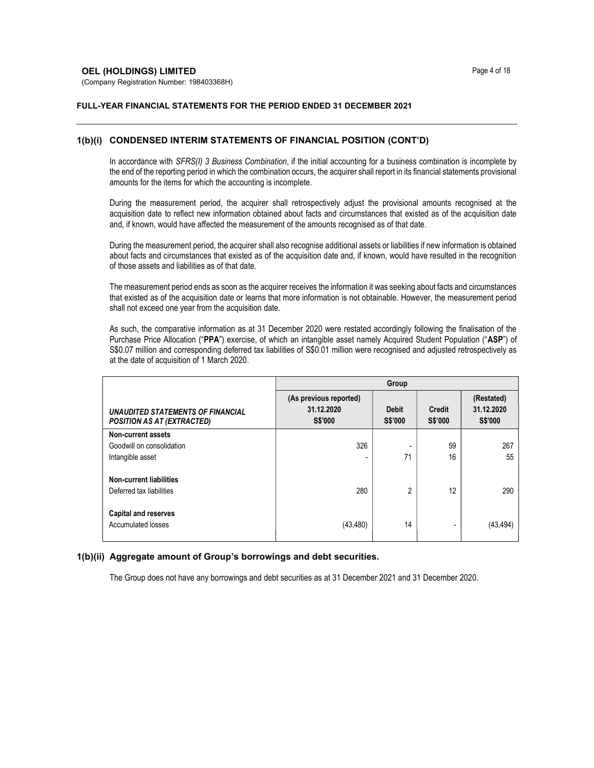**OEL (HOLDINGS) LIMITED**
(Company Registration Number: 198403368H)

**FULL-YEAR FINANCIAL STATEMENTS FOR THE PERIOD ENDED 31 DECEMBER 2021**

## 1(b)(i) CONDENSED INTERIM STATEMENTS OF FINANCIAL POSITION (CONT'D)

In accordance with *SFRS(I) 3 Business Combination*, if the initial accounting for a business combination is incomplete by the end of the reporting period in which the combination occurs, the acquirer shall report in its financial statements provisional amounts for the items for which the accounting is incomplete.

During the measurement period, the acquirer shall retrospectively adjust the provisional amounts recognised at the acquisition date to reflect new information obtained about facts and circumstances that existed as of the acquisition date and, if known, would have affected the measurement of the amounts recognised as of that date.

During the measurement period, the acquirer shall also recognise additional assets or liabilities if new information is obtained about facts and circumstances that existed as of the acquisition date and, if known, would have resulted in the recognition of those assets and liabilities as of that date.

The measurement period ends as soon as the acquirer receives the information it was seeking about facts and circumstances that existed as of the acquisition date or learns that more information is not obtainable. However, the measurement period shall not exceed one year from the acquisition date.

As such, the comparative information as at 31 December 2020 were restated accordingly following the finalisation of the Purchase Price Allocation ("**PPA**") exercise, of which an intangible asset namely Acquired Student Population ("**ASP**") of S$0.07 million and corresponding deferred tax liabilities of S$0.01 million were recognised and adjusted retrospectively as at the date of acquisition of 1 March 2020.

| | Group | | | |
|---|---|---|---|---|
| ***UNAUDITED STATEMENTS OF FINANCIAL POSITION AS AT (EXTRACTED)*** | **(As previous reported) 31.12.2020 S$'000** | **Debit S$'000** | **Credit S$'000** | **(Restated) 31.12.2020 S$'000** |
| **Non-current assets** | | | | |
| Goodwill on consolidation | 326 | - | 59 | 267 |
| Intangible asset | - | 71 | 16 | 55 |
| **Non-current liabilities** | | | | |
| Deferred tax liabilities | 280 | 2 | 12 | 290 |
| **Capital and reserves** | | | | |
| Accumulated losses | (43,480) | 14 | - | (43,494) |

## 1(b)(ii) Aggregate amount of Group's borrowings and debt securities.

The Group does not have any borrowings and debt securities as at 31 December 2021 and 31 December 2020.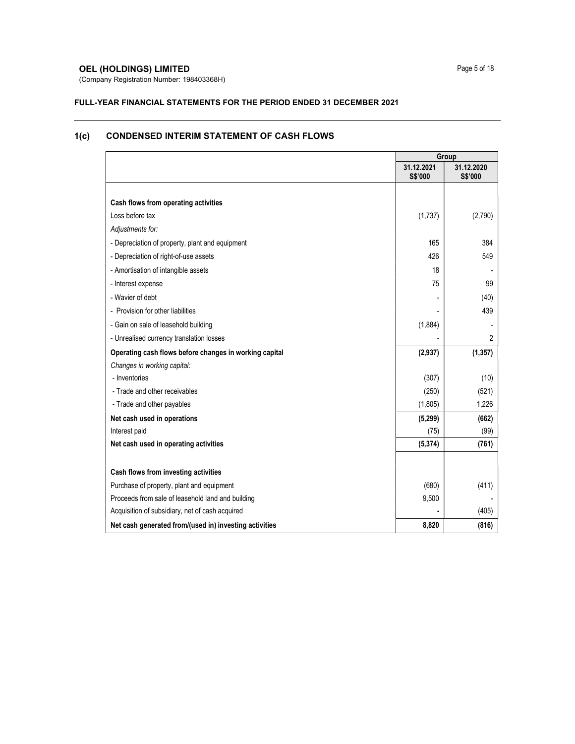**OEL (HOLDINGS) LIMITED**
(Company Registration Number: 198403368H)

**FULL-YEAR FINANCIAL STATEMENTS FOR THE PERIOD ENDED 31 DECEMBER 2021**

## 1(c) CONDENSED INTERIM STATEMENT OF CASH FLOWS

| | Group | |
|---|---|---|
| | **31.12.2021 S$'000** | **31.12.2020 S$'000** |
| **Cash flows from operating activities** | | |
| Loss before tax | (1,737) | (2,790) |
| *Adjustments for:* | | |
| - Depreciation of property, plant and equipment | 165 | 384 |
| - Depreciation of right-of-use assets | 426 | 549 |
| - Amortisation of intangible assets | 18 | - |
| - Interest expense | 75 | 99 |
| - Wavier of debt | - | (40) |
| - Provision for other liabilities | - | 439 |
| - Gain on sale of leasehold building | (1,884) | - |
| - Unrealised currency translation losses | - | 2 |
| **Operating cash flows before changes in working capital** | **(2,937)** | **(1,357)** |
| *Changes in working capital:* | | |
| - Inventories | (307) | (10) |
| - Trade and other receivables | (250) | (521) |
| - Trade and other payables | (1,805) | 1,226 |
| **Net cash used in operations** | **(5,299)** | **(662)** |
| Interest paid | (75) | (99) |
| **Net cash used in operating activities** | **(5,374)** | **(761)** |
| **Cash flows from investing activities** | | |
| Purchase of property, plant and equipment | (680) | (411) |
| Proceeds from sale of leasehold land and building | 9,500 | - |
| Acquisition of subsidiary, net of cash acquired | - | (405) |
| **Net cash generated from/(used in) investing activities** | **8,820** | **(816)** |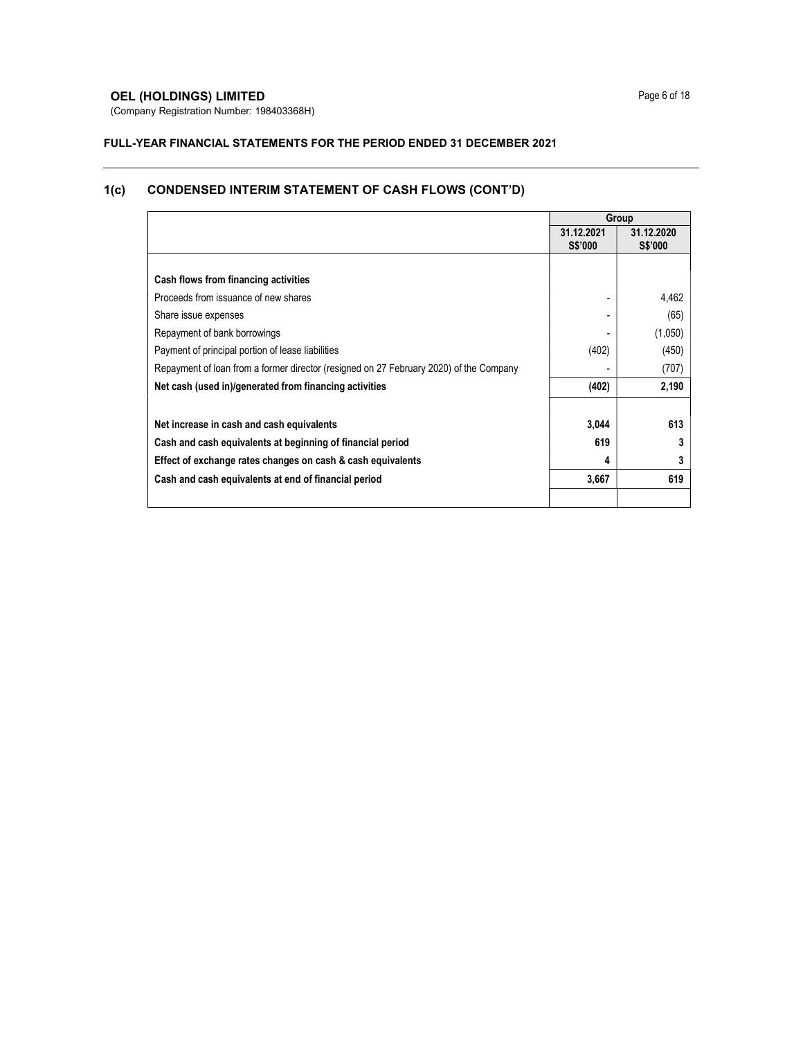**OEL (HOLDINGS) LIMITED**
(Company Registration Number: 198403368H)

**FULL-YEAR FINANCIAL STATEMENTS FOR THE PERIOD ENDED 31 DECEMBER 2021**

## 1(c) CONDENSED INTERIM STATEMENT OF CASH FLOWS (CONT'D)

| | Group | |
|---|---|---|
| | 31.12.2021 S$'000 | 31.12.2020 S$'000 |
| **Cash flows from financing activities** | | |
| Proceeds from issuance of new shares | - | 4,462 |
| Share issue expenses | - | (65) |
| Repayment of bank borrowings | - | (1,050) |
| Payment of principal portion of lease liabilities | (402) | (450) |
| Repayment of loan from a former director (resigned on 27 February 2020) of the Company | - | (707) |
| **Net cash (used in)/generated from financing activities** | **(402)** | **2,190** |
| | | |
| **Net increase in cash and cash equivalents** | **3,044** | **613** |
| **Cash and cash equivalents at beginning of financial period** | **619** | **3** |
| **Effect of exchange rates changes on cash & cash equivalents** | **4** | **3** |
| **Cash and cash equivalents at end of financial period** | **3,667** | **619** |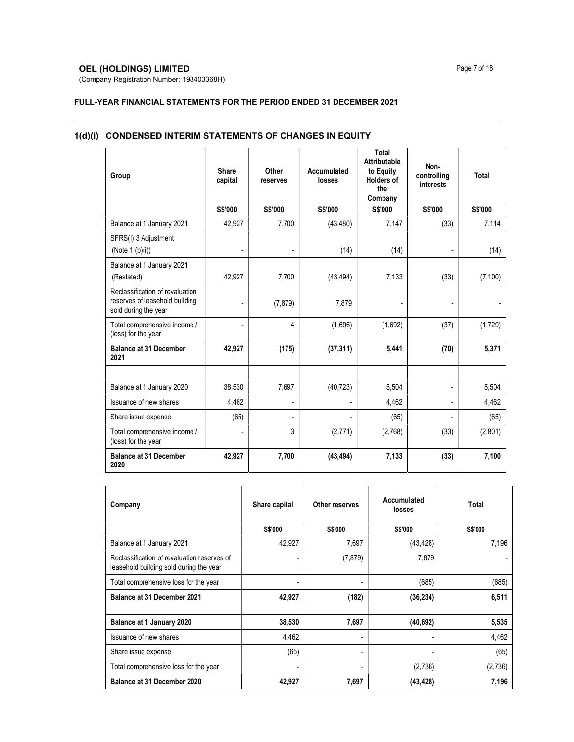**OEL (HOLDINGS) LIMITED**
(Company Registration Number: 198403368H)

**FULL-YEAR FINANCIAL STATEMENTS FOR THE PERIOD ENDED 31 DECEMBER 2021**

## 1(d)(i) CONDENSED INTERIM STATEMENTS OF CHANGES IN EQUITY

| Group | Share capital | Other reserves | Accumulated losses | Total Attributable to Equity Holders of the Company | Non-controlling interests | Total |
|---|---|---|---|---|---|---|
| | S$'000 | S$'000 | S$'000 | S$'000 | S$'000 | S$'000 |
| Balance at 1 January 2021 | 42,927 | 7,700 | (43,480) | 7,147 | (33) | 7,114 |
| SFRS(I) 3 Adjustment (Note 1 (b)(i)) | - | - | (14) | (14) | - | (14) |
| Balance at 1 January 2021 (Restated) | 42,927 | 7,700 | (43,494) | 7,133 | (33) | (7,100) |
| Reclassification of revaluation reserves of leasehold building sold during the year | - | (7,879) | 7,879 | - | - | - |
| Total comprehensive income / (loss) for the year | - | 4 | (1,696) | (1,692) | (37) | (1,729) |
| **Balance at 31 December 2021** | **42,927** | **(175)** | **(37,311)** | **5,441** | **(70)** | **5,371** |
| | | | | | | |
| Balance at 1 January 2020 | 38,530 | 7,697 | (40,723) | 5,504 | - | 5,504 |
| Issuance of new shares | 4,462 | - | - | 4,462 | - | 4,462 |
| Share issue expense | (65) | - | - | (65) | - | (65) |
| Total comprehensive income / (loss) for the year | - | 3 | (2,771) | (2,768) | (33) | (2,801) |
| **Balance at 31 December 2020** | **42,927** | **7,700** | **(43,494)** | **7,133** | **(33)** | **7,100** |

| Company | Share capital | Other reserves | Accumulated losses | Total |
|---|---|---|---|---|
| | S$'000 | S$'000 | S$'000 | S$'000 |
| Balance at 1 January 2021 | 42,927 | 7,697 | (43,428) | 7,196 |
| Reclassification of revaluation reserves of leasehold building sold during the year | - | (7,879) | 7,879 | - |
| Total comprehensive loss for the year | - | - | (685) | (685) |
| **Balance at 31 December 2021** | **42,927** | **(182)** | **(36,234)** | **6,511** |
| | | | | |
| **Balance at 1 January 2020** | **38,530** | **7,697** | **(40,692)** | **5,535** |
| Issuance of new shares | 4,462 | - | - | 4,462 |
| Share issue expense | (65) | - | - | (65) |
| Total comprehensive loss for the year | - | - | (2,736) | (2,736) |
| **Balance at 31 December 2020** | **42,927** | **7,697** | **(43,428)** | **7,196** |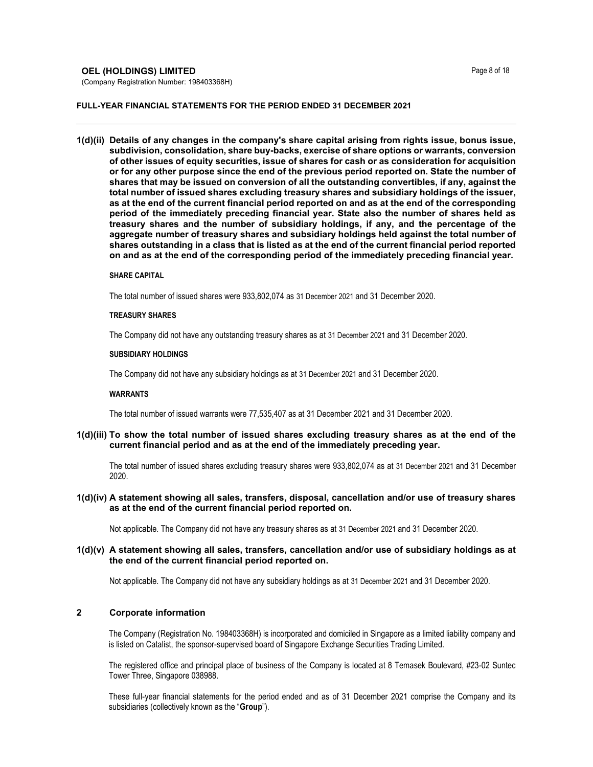**1(d)(ii) Details of any changes in the company's share capital arising from rights issue, bonus issue, subdivision, consolidation, share buy-backs, exercise of share options or warrants, conversion of other issues of equity securities, issue of shares for cash or as consideration for acquisition or for any other purpose since the end of the previous period reported on. State the number of shares that may be issued on conversion of all the outstanding convertibles, if any, against the total number of issued shares excluding treasury shares and subsidiary holdings of the issuer, as at the end of the current financial period reported on and as at the end of the corresponding period of the immediately preceding financial year. State also the number of shares held as treasury shares and the number of subsidiary holdings, if any, and the percentage of the aggregate number of treasury shares and subsidiary holdings held against the total number of shares outstanding in a class that is listed as at the end of the current financial period reported on and as at the end of the corresponding period of the immediately preceding financial year.**

**SHARE CAPITAL**

The total number of issued shares were 933,802,074 as 31 December 2021 and 31 December 2020.

**TREASURY SHARES**

The Company did not have any outstanding treasury shares as at 31 December 2021 and 31 December 2020.

**SUBSIDIARY HOLDINGS**

The Company did not have any subsidiary holdings as at 31 December 2021 and 31 December 2020.

**WARRANTS**

The total number of issued warrants were 77,535,407 as at 31 December 2021 and 31 December 2020.

**1(d)(iii) To show the total number of issued shares excluding treasury shares as at the end of the current financial period and as at the end of the immediately preceding year.**

The total number of issued shares excluding treasury shares were 933,802,074 as at 31 December 2021 and 31 December 2020.

**1(d)(iv) A statement showing all sales, transfers, disposal, cancellation and/or use of treasury shares as at the end of the current financial period reported on.**

Not applicable. The Company did not have any treasury shares as at 31 December 2021 and 31 December 2020.

**1(d)(v) A statement showing all sales, transfers, cancellation and/or use of subsidiary holdings as at the end of the current financial period reported on.**

Not applicable. The Company did not have any subsidiary holdings as at 31 December 2021 and 31 December 2020.

## 2 Corporate information

The Company (Registration No. 198403368H) is incorporated and domiciled in Singapore as a limited liability company and is listed on Catalist, the sponsor-supervised board of Singapore Exchange Securities Trading Limited.

The registered office and principal place of business of the Company is located at 8 Temasek Boulevard, #23-02 Suntec Tower Three, Singapore 038988.

These full-year financial statements for the period ended and as of 31 December 2021 comprise the Company and its subsidiaries (collectively known as the "**Group**").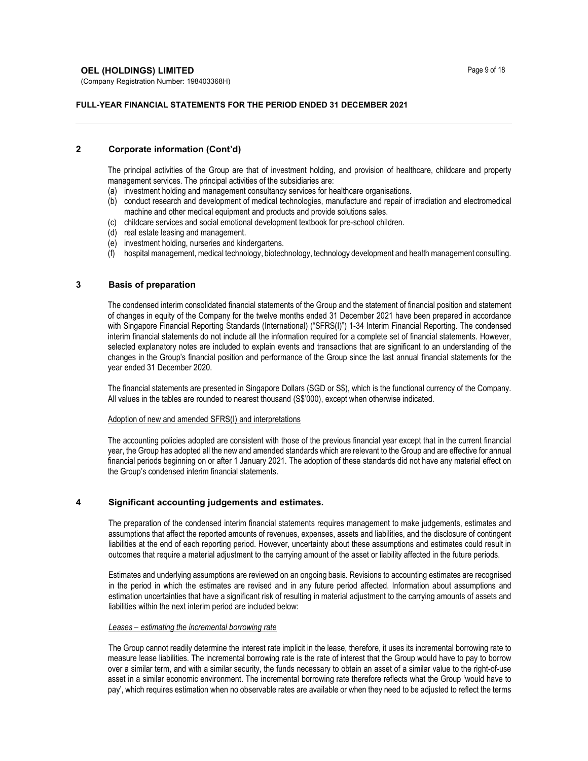## 2 Corporate information (Cont'd)

The principal activities of the Group are that of investment holding, and provision of healthcare, childcare and property management services. The principal activities of the subsidiaries are:

(a) investment holding and management consultancy services for healthcare organisations.
(b) conduct research and development of medical technologies, manufacture and repair of irradiation and electromedical machine and other medical equipment and products and provide solutions sales.
(c) childcare services and social emotional development textbook for pre-school children.
(d) real estate leasing and management.
(e) investment holding, nurseries and kindergartens.
(f) hospital management, medical technology, biotechnology, technology development and health management consulting.

## 3 Basis of preparation

The condensed interim consolidated financial statements of the Group and the statement of financial position and statement of changes in equity of the Company for the twelve months ended 31 December 2021 have been prepared in accordance with Singapore Financial Reporting Standards (International) ("SFRS(I)") 1-34 Interim Financial Reporting. The condensed interim financial statements do not include all the information required for a complete set of financial statements. However, selected explanatory notes are included to explain events and transactions that are significant to an understanding of the changes in the Group's financial position and performance of the Group since the last annual financial statements for the year ended 31 December 2020.

The financial statements are presented in Singapore Dollars (SGD or S$), which is the functional currency of the Company. All values in the tables are rounded to nearest thousand (S$'000), except when otherwise indicated.

Adoption of new and amended SFRS(I) and interpretations

The accounting policies adopted are consistent with those of the previous financial year except that in the current financial year, the Group has adopted all the new and amended standards which are relevant to the Group and are effective for annual financial periods beginning on or after 1 January 2021. The adoption of these standards did not have any material effect on the Group's condensed interim financial statements.

## 4 Significant accounting judgements and estimates.

The preparation of the condensed interim financial statements requires management to make judgements, estimates and assumptions that affect the reported amounts of revenues, expenses, assets and liabilities, and the disclosure of contingent liabilities at the end of each reporting period. However, uncertainty about these assumptions and estimates could result in outcomes that require a material adjustment to the carrying amount of the asset or liability affected in the future periods.

Estimates and underlying assumptions are reviewed on an ongoing basis. Revisions to accounting estimates are recognised in the period in which the estimates are revised and in any future period affected. Information about assumptions and estimation uncertainties that have a significant risk of resulting in material adjustment to the carrying amounts of assets and liabilities within the next interim period are included below:

*Leases – estimating the incremental borrowing rate*

The Group cannot readily determine the interest rate implicit in the lease, therefore, it uses its incremental borrowing rate to measure lease liabilities. The incremental borrowing rate is the rate of interest that the Group would have to pay to borrow over a similar term, and with a similar security, the funds necessary to obtain an asset of a similar value to the right-of-use asset in a similar economic environment. The incremental borrowing rate therefore reflects what the Group 'would have to pay', which requires estimation when no observable rates are available or when they need to be adjusted to reflect the terms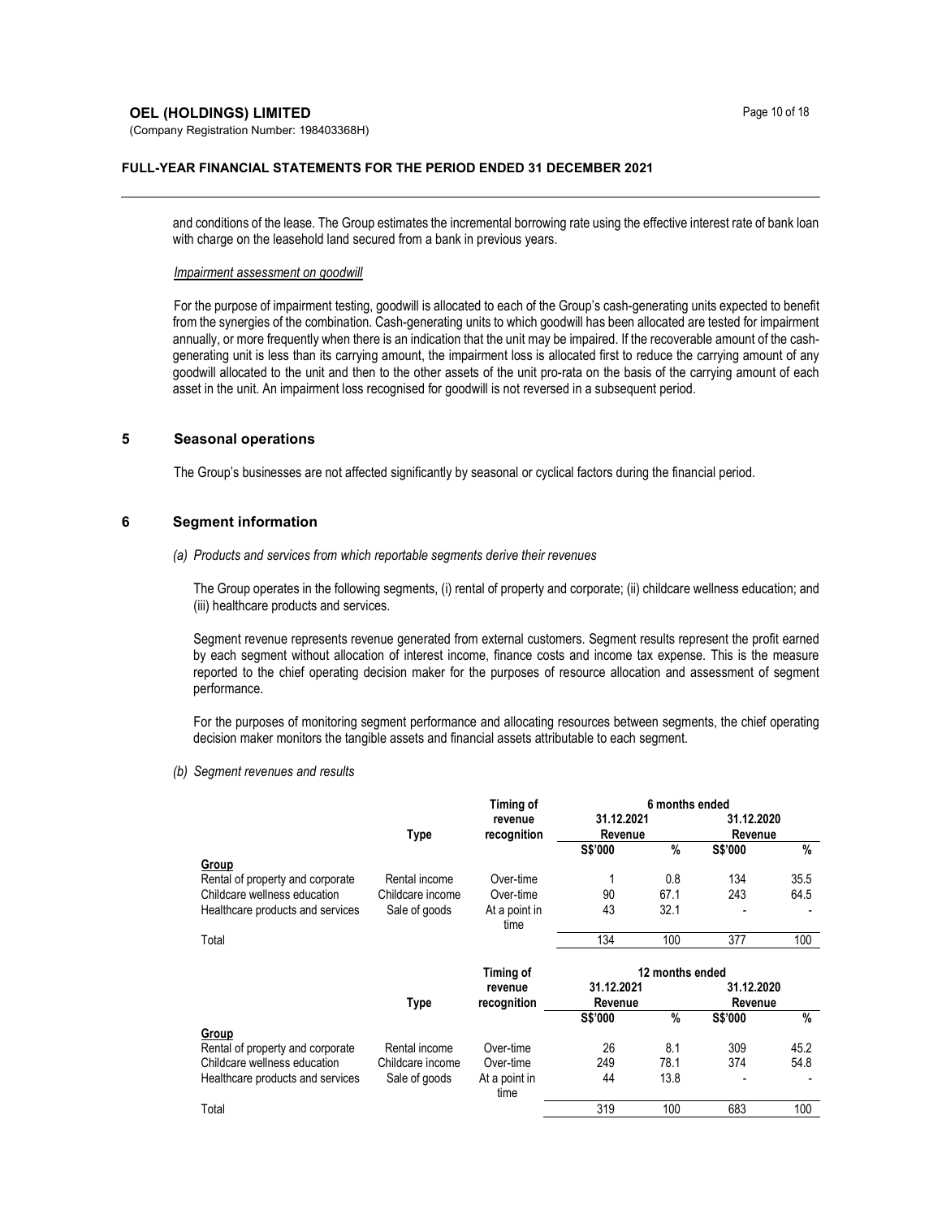and conditions of the lease. The Group estimates the incremental borrowing rate using the effective interest rate of bank loan with charge on the leasehold land secured from a bank in previous years.

*Impairment assessment on goodwill*

For the purpose of impairment testing, goodwill is allocated to each of the Group's cash-generating units expected to benefit from the synergies of the combination. Cash-generating units to which goodwill has been allocated are tested for impairment annually, or more frequently when there is an indication that the unit may be impaired. If the recoverable amount of the cash-generating unit is less than its carrying amount, the impairment loss is allocated first to reduce the carrying amount of any goodwill allocated to the unit and then to the other assets of the unit pro-rata on the basis of the carrying amount of each asset in the unit. An impairment loss recognised for goodwill is not reversed in a subsequent period.

## 5 Seasonal operations

The Group's businesses are not affected significantly by seasonal or cyclical factors during the financial period.

## 6 Segment information

*(a) Products and services from which reportable segments derive their revenues*

The Group operates in the following segments, (i) rental of property and corporate; (ii) childcare wellness education; and (iii) healthcare products and services.

Segment revenue represents revenue generated from external customers. Segment results represent the profit earned by each segment without allocation of interest income, finance costs and income tax expense. This is the measure reported to the chief operating decision maker for the purposes of resource allocation and assessment of segment performance.

For the purposes of monitoring segment performance and allocating resources between segments, the chief operating decision maker monitors the tangible assets and financial assets attributable to each segment.

*(b) Segment revenues and results*

| | Type | Timing of revenue recognition | 6 months ended 31.12.2021 Revenue | | 6 months ended 31.12.2020 Revenue | |
|---|---|---|---|---|---|---|
| | | | S$'000 | % | S$'000 | % |
| **Group** | | | | | | |
| Rental of property and corporate | Rental income | Over-time | 1 | 0.8 | 134 | 35.5 |
| Childcare wellness education | Childcare income | Over-time | 90 | 67.1 | 243 | 64.5 |
| Healthcare products and services | Sale of goods | At a point in time | 43 | 32.1 | - | - |
| Total | | | 134 | 100 | 377 | 100 |

| | Type | Timing of revenue recognition | 12 months ended 31.12.2021 Revenue | | 12 months ended 31.12.2020 Revenue | |
|---|---|---|---|---|---|---|
| | | | S$'000 | % | S$'000 | % |
| **Group** | | | | | | |
| Rental of property and corporate | Rental income | Over-time | 26 | 8.1 | 309 | 45.2 |
| Childcare wellness education | Childcare income | Over-time | 249 | 78.1 | 374 | 54.8 |
| Healthcare products and services | Sale of goods | At a point in time | 44 | 13.8 | - | - |
| Total | | | 319 | 100 | 683 | 100 |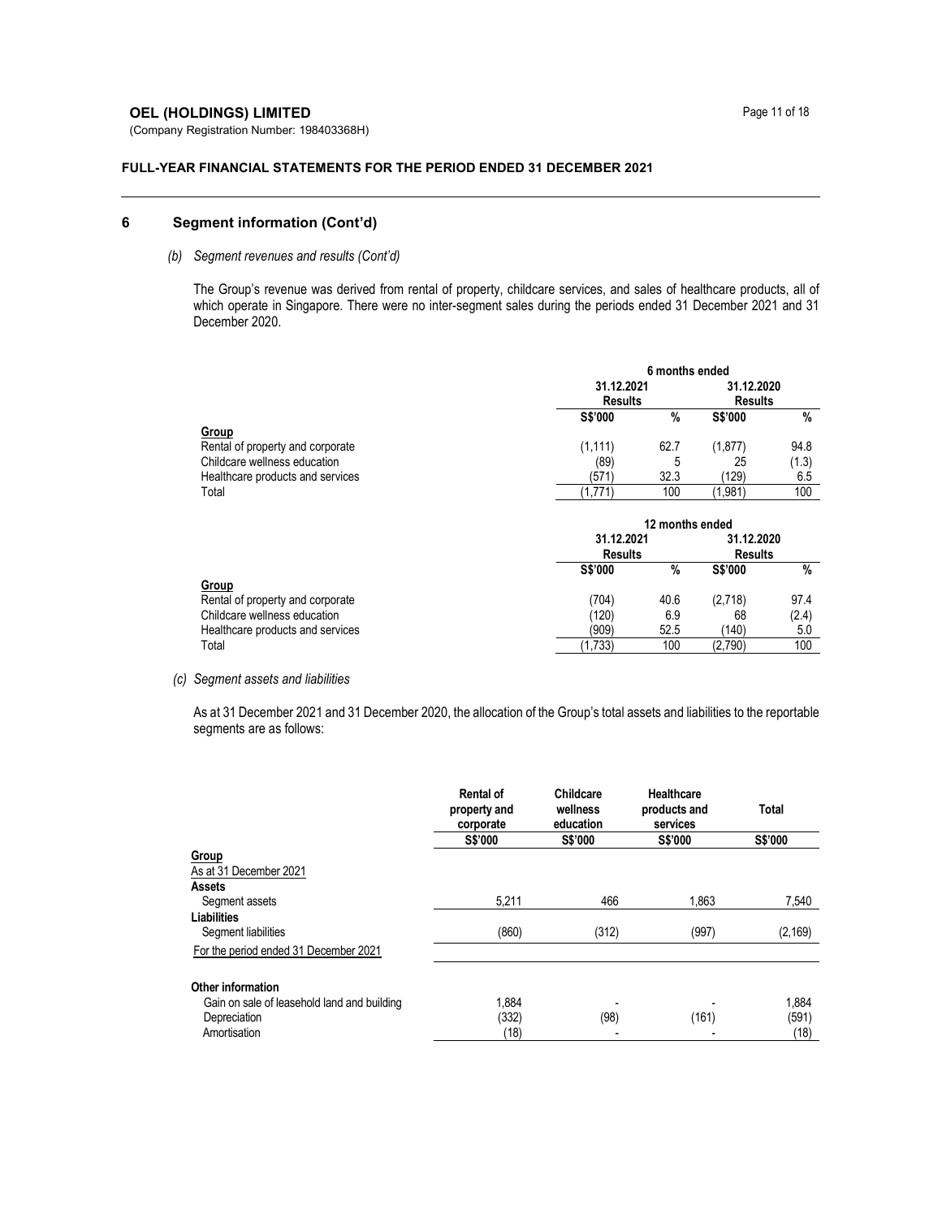## 6 Segment information (Cont'd)

### *(b) Segment revenues and results (Cont'd)*

The Group's revenue was derived from rental of property, childcare services, and sales of healthcare products, all of which operate in Singapore. There were no inter-segment sales during the periods ended 31 December 2021 and 31 December 2020.

| | 6 months ended | | | |
|---|---|---|---|---|
| | 31.12.2021 Results | | 31.12.2020 Results | |
| | S$'000 | % | S$'000 | % |
| **Group** | | | | |
| Rental of property and corporate | (1,111) | 62.7 | (1,877) | 94.8 |
| Childcare wellness education | (89) | 5 | 25 | (1.3) |
| Healthcare products and services | (571) | 32.3 | (129) | 6.5 |
| Total | (1,771) | 100 | (1,981) | 100 |

| | 12 months ended | | | |
|---|---|---|---|---|
| | 31.12.2021 Results | | 31.12.2020 Results | |
| | S$'000 | % | S$'000 | % |
| **Group** | | | | |
| Rental of property and corporate | (704) | 40.6 | (2,718) | 97.4 |
| Childcare wellness education | (120) | 6.9 | 68 | (2.4) |
| Healthcare products and services | (909) | 52.5 | (140) | 5.0 |
| Total | (1,733) | 100 | (2,790) | 100 |

### *(c) Segment assets and liabilities*

As at 31 December 2021 and 31 December 2020, the allocation of the Group's total assets and liabilities to the reportable segments are as follows:

| | Rental of property and corporate | Childcare wellness education | Healthcare products and services | Total |
|---|---|---|---|---|
| | S$'000 | S$'000 | S$'000 | S$'000 |
| **Group** | | | | |
| As at 31 December 2021 | | | | |
| **Assets** | | | | |
| Segment assets | 5,211 | 466 | 1,863 | 7,540 |
| **Liabilities** | | | | |
| Segment liabilities | (860) | (312) | (997) | (2,169) |
| For the period ended 31 December 2021 | | | | |
| **Other information** | | | | |
| Gain on sale of leasehold land and building | 1,884 | - | - | 1,884 |
| Depreciation | (332) | (98) | (161) | (591) |
| Amortisation | (18) | - | - | (18) |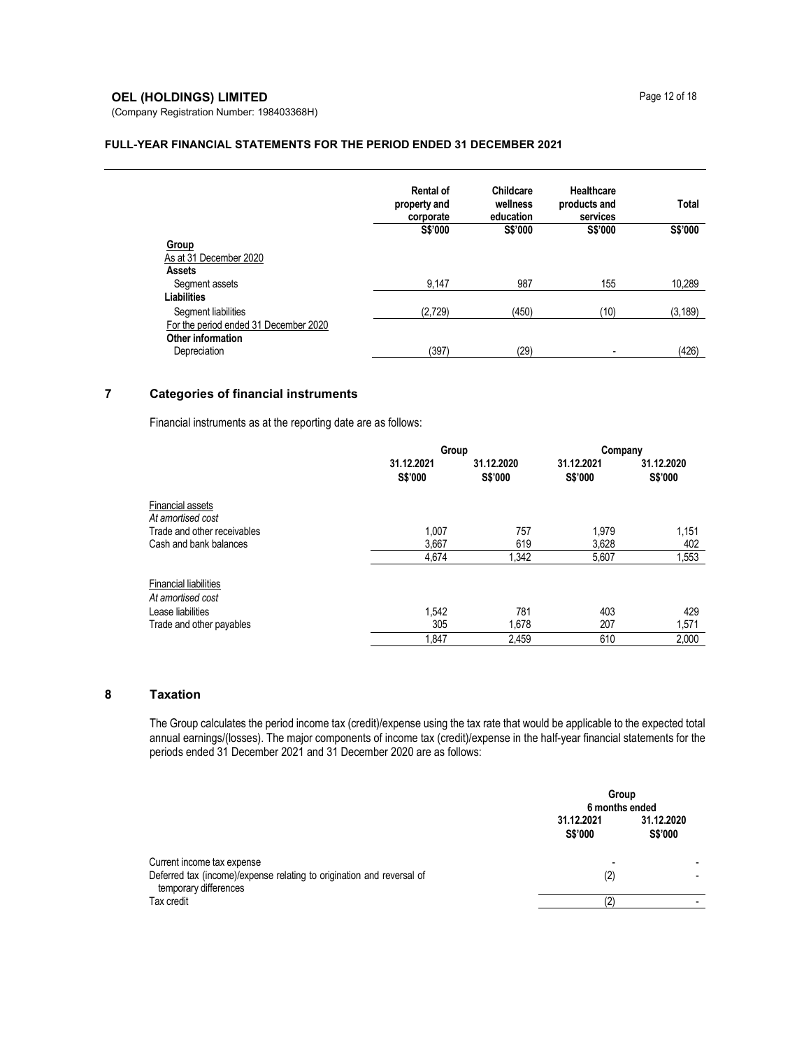| | Rental of property and corporate | Childcare wellness education | Healthcare products and services | Total |
|---|---|---|---|---|
| | S$'000 | S$'000 | S$'000 | S$'000 |
| **Group** | | | | |
| As at 31 December 2020 | | | | |
| **Assets** | | | | |
| Segment assets | 9,147 | 987 | 155 | 10,289 |
| **Liabilities** | | | | |
| Segment liabilities | (2,729) | (450) | (10) | (3,189) |
| For the period ended 31 December 2020 | | | | |
| **Other information** | | | | |
| Depreciation | (397) | (29) | - | (426) |

## 7 Categories of financial instruments

Financial instruments as at the reporting date are as follows:

| | Group | | Company | |
|---|---|---|---|---|
| | 31.12.2021 S$'000 | 31.12.2020 S$'000 | 31.12.2021 S$'000 | 31.12.2020 S$'000 |
| Financial assets | | | | |
| *At amortised cost* | | | | |
| Trade and other receivables | 1,007 | 757 | 1,979 | 1,151 |
| Cash and bank balances | 3,667 | 619 | 3,628 | 402 |
| | 4,674 | 1,342 | 5,607 | 1,553 |
| Financial liabilities | | | | |
| *At amortised cost* | | | | |
| Lease liabilities | 1,542 | 781 | 403 | 429 |
| Trade and other payables | 305 | 1,678 | 207 | 1,571 |
| | 1,847 | 2,459 | 610 | 2,000 |

## 8 Taxation

The Group calculates the period income tax (credit)/expense using the tax rate that would be applicable to the expected total annual earnings/(losses). The major components of income tax (credit)/expense in the half-year financial statements for the periods ended 31 December 2021 and 31 December 2020 are as follows:

| | Group 6 months ended | |
|---|---|---|
| | 31.12.2021 S$'000 | 31.12.2020 S$'000 |
| Current income tax expense | - | - |
| Deferred tax (income)/expense relating to origination and reversal of temporary differences | (2) | - |
| Tax credit | (2) | - |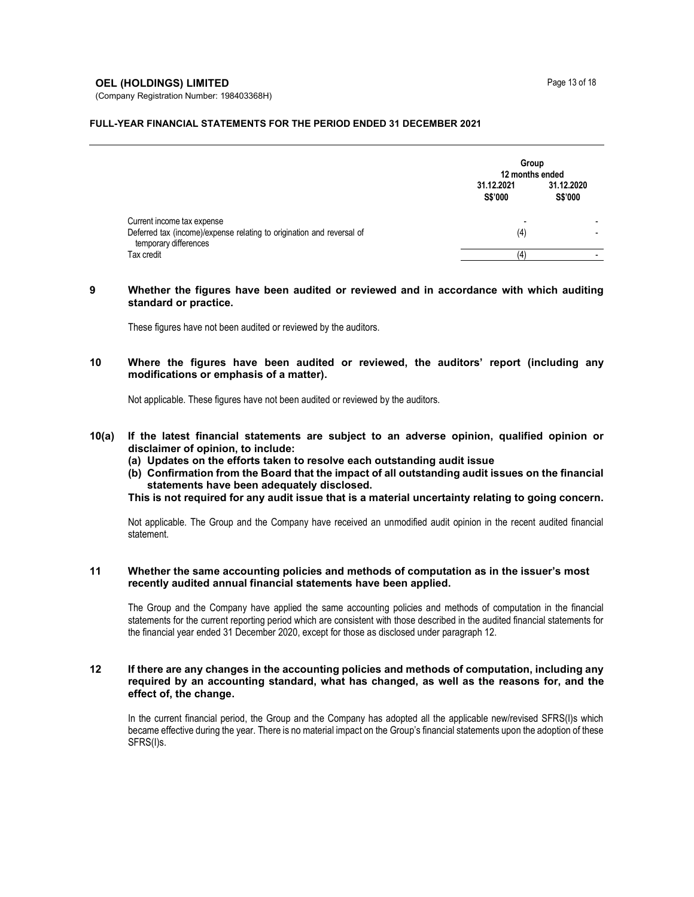| | Group | |
|---|---|---|
| | 12 months ended | |
| | 31.12.2021 | 31.12.2020 |
| | S$'000 | S$'000 |
| Current income tax expense | - | - |
| Deferred tax (income)/expense relating to origination and reversal of temporary differences | (4) | - |
| Tax credit | (4) | - |

## 9 Whether the figures have been audited or reviewed and in accordance with which auditing standard or practice.

These figures have not been audited or reviewed by the auditors.

## 10 Where the figures have been audited or reviewed, the auditors' report (including any modifications or emphasis of a matter).

Not applicable. These figures have not been audited or reviewed by the auditors.

## 10(a) If the latest financial statements are subject to an adverse opinion, qualified opinion or disclaimer of opinion, to include:

**(a) Updates on the efforts taken to resolve each outstanding audit issue**

**(b) Confirmation from the Board that the impact of all outstanding audit issues on the financial statements have been adequately disclosed.**

**This is not required for any audit issue that is a material uncertainty relating to going concern.**

Not applicable. The Group and the Company have received an unmodified audit opinion in the recent audited financial statement.

## 11 Whether the same accounting policies and methods of computation as in the issuer's most recently audited annual financial statements have been applied.

The Group and the Company have applied the same accounting policies and methods of computation in the financial statements for the current reporting period which are consistent with those described in the audited financial statements for the financial year ended 31 December 2020, except for those as disclosed under paragraph 12.

## 12 If there are any changes in the accounting policies and methods of computation, including any required by an accounting standard, what has changed, as well as the reasons for, and the effect of, the change.

In the current financial period, the Group and the Company has adopted all the applicable new/revised SFRS(I)s which became effective during the year. There is no material impact on the Group's financial statements upon the adoption of these SFRS(I)s.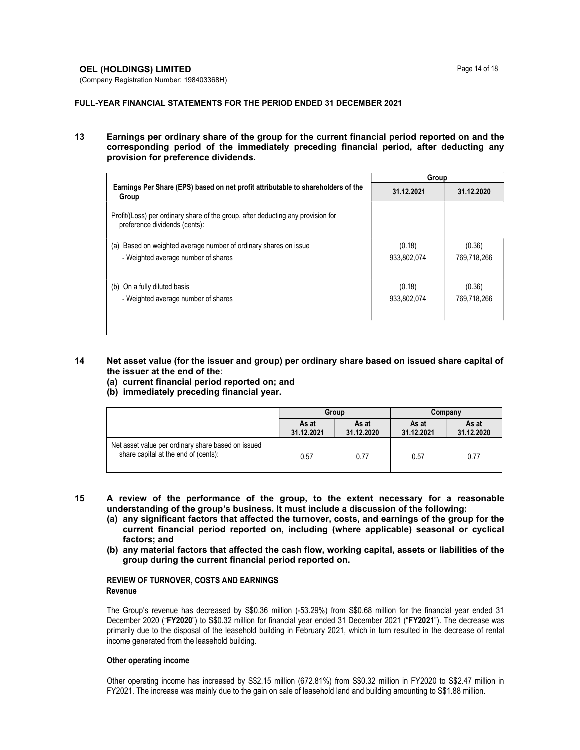**OEL (HOLDINGS) LIMITED**
(Company Registration Number: 198403368H)

**FULL-YEAR FINANCIAL STATEMENTS FOR THE PERIOD ENDED 31 DECEMBER 2021**

## 13 Earnings per ordinary share of the group for the current financial period reported on and the corresponding period of the immediately preceding financial period, after deducting any provision for preference dividends.

| Earnings Per Share (EPS) based on net profit attributable to shareholders of the Group | Group | |
|---|---|---|
| | 31.12.2021 | 31.12.2020 |
| Profit/(Loss) per ordinary share of the group, after deducting any provision for preference dividends (cents): | | |
| (a) Based on weighted average number of ordinary shares on issue | (0.18) | (0.36) |
| - Weighted average number of shares | 933,802,074 | 769,718,266 |
| (b) On a fully diluted basis | (0.18) | (0.36) |
| - Weighted average number of shares | 933,802,074 | 769,718,266 |

## 14 Net asset value (for the issuer and group) per ordinary share based on issued share capital of the issuer at the end of the:
**(a) current financial period reported on; and**
**(b) immediately preceding financial year.**

| | Group | | Company | |
|---|---|---|---|---|
| | As at 31.12.2021 | As at 31.12.2020 | As at 31.12.2021 | As at 31.12.2020 |
| Net asset value per ordinary share based on issued share capital at the end of (cents): | 0.57 | 0.77 | 0.57 | 0.77 |

## 15 A review of the performance of the group, to the extent necessary for a reasonable understanding of the group's business. It must include a discussion of the following:
**(a) any significant factors that affected the turnover, costs, and earnings of the group for the current financial period reported on, including (where applicable) seasonal or cyclical factors; and**
**(b) any material factors that affected the cash flow, working capital, assets or liabilities of the group during the current financial period reported on.**

**REVIEW OF TURNOVER, COSTS AND EARNINGS**

**Revenue**

The Group's revenue has decreased by S$0.36 million (-53.29%) from S$0.68 million for the financial year ended 31 December 2020 ("**FY2020**") to S$0.32 million for financial year ended 31 December 2021 ("**FY2021**"). The decrease was primarily due to the disposal of the leasehold building in February 2021, which in turn resulted in the decrease of rental income generated from the leasehold building.

**Other operating income**

Other operating income has increased by S$2.15 million (672.81%) from S$0.32 million in FY2020 to S$2.47 million in FY2021. The increase was mainly due to the gain on sale of leasehold land and building amounting to S$1.88 million.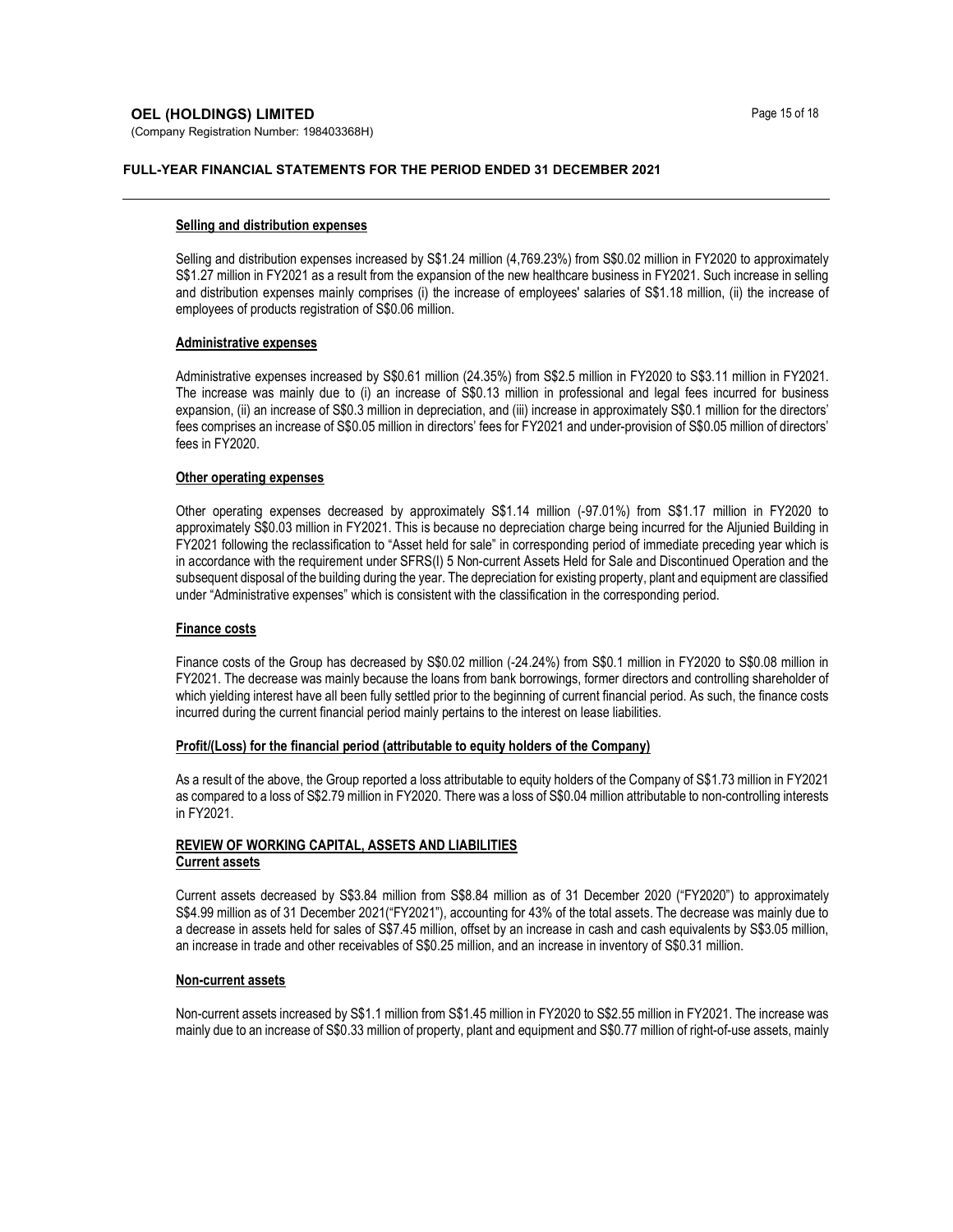#### Selling and distribution expenses

Selling and distribution expenses increased by S$1.24 million (4,769.23%) from S$0.02 million in FY2020 to approximately S$1.27 million in FY2021 as a result from the expansion of the new healthcare business in FY2021. Such increase in selling and distribution expenses mainly comprises (i) the increase of employees' salaries of S$1.18 million, (ii) the increase of employees of products registration of S$0.06 million.

#### Administrative expenses

Administrative expenses increased by S$0.61 million (24.35%) from S$2.5 million in FY2020 to S$3.11 million in FY2021. The increase was mainly due to (i) an increase of S$0.13 million in professional and legal fees incurred for business expansion, (ii) an increase of S$0.3 million in depreciation, and (iii) increase in approximately S$0.1 million for the directors' fees comprises an increase of S$0.05 million in directors' fees for FY2021 and under-provision of S$0.05 million of directors' fees in FY2020.

#### Other operating expenses

Other operating expenses decreased by approximately S$1.14 million (-97.01%) from S$1.17 million in FY2020 to approximately S$0.03 million in FY2021. This is because no depreciation charge being incurred for the Aljunied Building in FY2021 following the reclassification to "Asset held for sale" in corresponding period of immediate preceding year which is in accordance with the requirement under SFRS(I) 5 Non-current Assets Held for Sale and Discontinued Operation and the subsequent disposal of the building during the year. The depreciation for existing property, plant and equipment are classified under "Administrative expenses" which is consistent with the classification in the corresponding period.

#### Finance costs

Finance costs of the Group has decreased by S$0.02 million (-24.24%) from S$0.1 million in FY2020 to S$0.08 million in FY2021. The decrease was mainly because the loans from bank borrowings, former directors and controlling shareholder of which yielding interest have all been fully settled prior to the beginning of current financial period. As such, the finance costs incurred during the current financial period mainly pertains to the interest on lease liabilities.

#### Profit/(Loss) for the financial period (attributable to equity holders of the Company)

As a result of the above, the Group reported a loss attributable to equity holders of the Company of S$1.73 million in FY2021 as compared to a loss of S$2.79 million in FY2020. There was a loss of S$0.04 million attributable to non-controlling interests in FY2021.

### REVIEW OF WORKING CAPITAL, ASSETS AND LIABILITIES

#### Current assets

Current assets decreased by S$3.84 million from S$8.84 million as of 31 December 2020 ("FY2020") to approximately S$4.99 million as of 31 December 2021("FY2021"), accounting for 43% of the total assets. The decrease was mainly due to a decrease in assets held for sales of S$7.45 million, offset by an increase in cash and cash equivalents by S$3.05 million, an increase in trade and other receivables of S$0.25 million, and an increase in inventory of S$0.31 million.

#### Non-current assets

Non-current assets increased by S$1.1 million from S$1.45 million in FY2020 to S$2.55 million in FY2021. The increase was mainly due to an increase of S$0.33 million of property, plant and equipment and S$0.77 million of right-of-use assets, mainly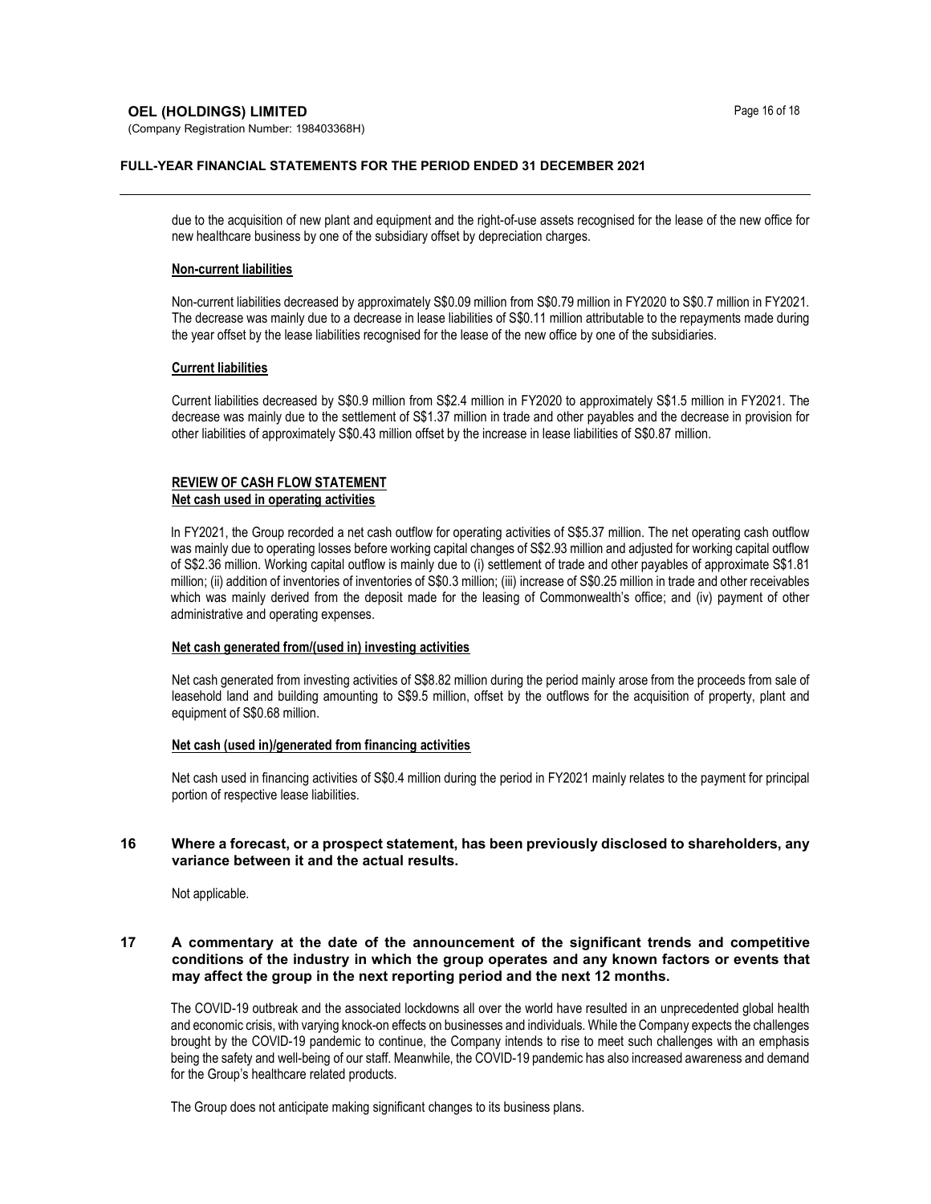due to the acquisition of new plant and equipment and the right-of-use assets recognised for the lease of the new office for new healthcare business by one of the subsidiary offset by depreciation charges.

**Non-current liabilities**

Non-current liabilities decreased by approximately S$0.09 million from S$0.79 million in FY2020 to S$0.7 million in FY2021. The decrease was mainly due to a decrease in lease liabilities of S$0.11 million attributable to the repayments made during the year offset by the lease liabilities recognised for the lease of the new office by one of the subsidiaries.

**Current liabilities**

Current liabilities decreased by S$0.9 million from S$2.4 million in FY2020 to approximately S$1.5 million in FY2021. The decrease was mainly due to the settlement of S$1.37 million in trade and other payables and the decrease in provision for other liabilities of approximately S$0.43 million offset by the increase in lease liabilities of S$0.87 million.

**REVIEW OF CASH FLOW STATEMENT**

**Net cash used in operating activities**

In FY2021, the Group recorded a net cash outflow for operating activities of S$5.37 million. The net operating cash outflow was mainly due to operating losses before working capital changes of S$2.93 million and adjusted for working capital outflow of S$2.36 million. Working capital outflow is mainly due to (i) settlement of trade and other payables of approximate S$1.81 million; (ii) addition of inventories of inventories of S$0.3 million; (iii) increase of S$0.25 million in trade and other receivables which was mainly derived from the deposit made for the leasing of Commonwealth's office; and (iv) payment of other administrative and operating expenses.

**Net cash generated from/(used in) investing activities**

Net cash generated from investing activities of S$8.82 million during the period mainly arose from the proceeds from sale of leasehold land and building amounting to S$9.5 million, offset by the outflows for the acquisition of property, plant and equipment of S$0.68 million.

**Net cash (used in)/generated from financing activities**

Net cash used in financing activities of S$0.4 million during the period in FY2021 mainly relates to the payment for principal portion of respective lease liabilities.

## 16 Where a forecast, or a prospect statement, has been previously disclosed to shareholders, any variance between it and the actual results.

Not applicable.

## 17 A commentary at the date of the announcement of the significant trends and competitive conditions of the industry in which the group operates and any known factors or events that may affect the group in the next reporting period and the next 12 months.

The COVID-19 outbreak and the associated lockdowns all over the world have resulted in an unprecedented global health and economic crisis, with varying knock-on effects on businesses and individuals. While the Company expects the challenges brought by the COVID-19 pandemic to continue, the Company intends to rise to meet such challenges with an emphasis being the safety and well-being of our staff. Meanwhile, the COVID-19 pandemic has also increased awareness and demand for the Group's healthcare related products.

The Group does not anticipate making significant changes to its business plans.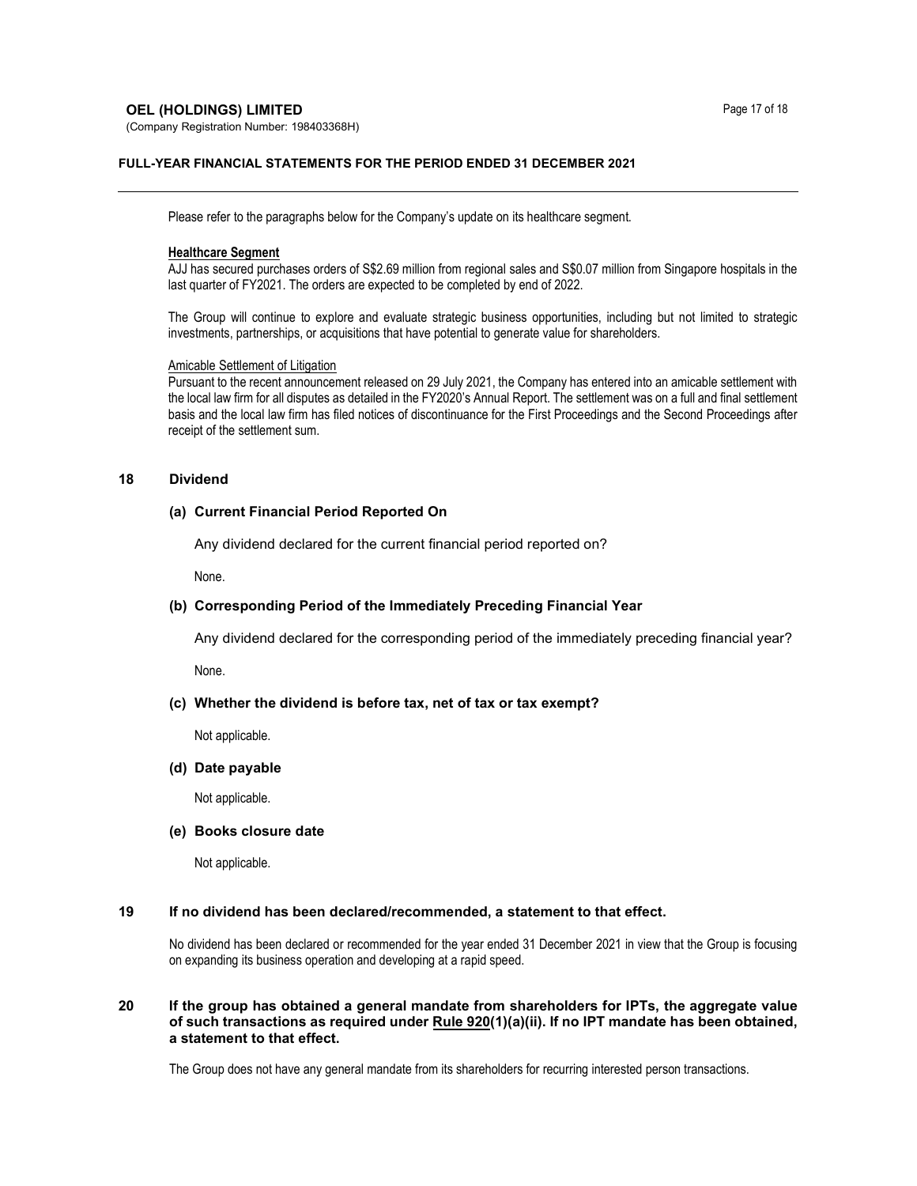Please refer to the paragraphs below for the Company's update on its healthcare segment.

**Healthcare Segment**

AJJ has secured purchases orders of S$2.69 million from regional sales and S$0.07 million from Singapore hospitals in the last quarter of FY2021. The orders are expected to be completed by end of 2022.

The Group will continue to explore and evaluate strategic business opportunities, including but not limited to strategic investments, partnerships, or acquisitions that have potential to generate value for shareholders.

Amicable Settlement of Litigation

Pursuant to the recent announcement released on 29 July 2021, the Company has entered into an amicable settlement with the local law firm for all disputes as detailed in the FY2020's Annual Report. The settlement was on a full and final settlement basis and the local law firm has filed notices of discontinuance for the First Proceedings and the Second Proceedings after receipt of the settlement sum.

## 18 Dividend

### (a) Current Financial Period Reported On

Any dividend declared for the current financial period reported on?

None.

### (b) Corresponding Period of the Immediately Preceding Financial Year

Any dividend declared for the corresponding period of the immediately preceding financial year?

None.

### (c) Whether the dividend is before tax, net of tax or tax exempt?

Not applicable.

### (d) Date payable

Not applicable.

### (e) Books closure date

Not applicable.

## 19 If no dividend has been declared/recommended, a statement to that effect.

No dividend has been declared or recommended for the year ended 31 December 2021 in view that the Group is focusing on expanding its business operation and developing at a rapid speed.

## 20 If the group has obtained a general mandate from shareholders for IPTs, the aggregate value of such transactions as required under Rule 920(1)(a)(ii). If no IPT mandate has been obtained, a statement to that effect.

The Group does not have any general mandate from its shareholders for recurring interested person transactions.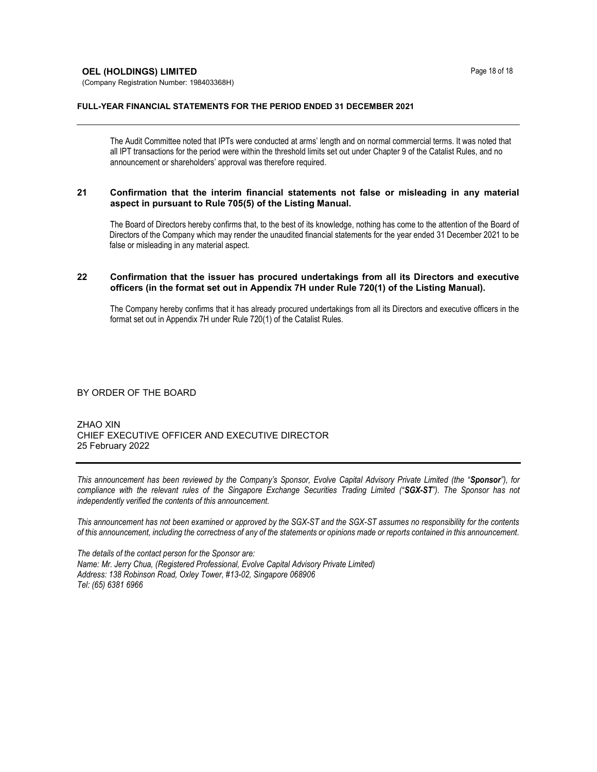The Audit Committee noted that IPTs were conducted at arms' length and on normal commercial terms. It was noted that all IPT transactions for the period were within the threshold limits set out under Chapter 9 of the Catalist Rules, and no announcement or shareholders' approval was therefore required.

## 21 Confirmation that the interim financial statements not false or misleading in any material aspect in pursuant to Rule 705(5) of the Listing Manual.

The Board of Directors hereby confirms that, to the best of its knowledge, nothing has come to the attention of the Board of Directors of the Company which may render the unaudited financial statements for the year ended 31 December 2021 to be false or misleading in any material aspect.

## 22 Confirmation that the issuer has procured undertakings from all its Directors and executive officers (in the format set out in Appendix 7H under Rule 720(1) of the Listing Manual).

The Company hereby confirms that it has already procured undertakings from all its Directors and executive officers in the format set out in Appendix 7H under Rule 720(1) of the Catalist Rules.

BY ORDER OF THE BOARD

ZHAO XIN
CHIEF EXECUTIVE OFFICER AND EXECUTIVE DIRECTOR
25 February 2022

---

*This announcement has been reviewed by the Company's Sponsor, Evolve Capital Advisory Private Limited (the "**Sponsor**"), for compliance with the relevant rules of the Singapore Exchange Securities Trading Limited ("**SGX-ST**"). The Sponsor has not independently verified the contents of this announcement.*

*This announcement has not been examined or approved by the SGX-ST and the SGX-ST assumes no responsibility for the contents of this announcement, including the correctness of any of the statements or opinions made or reports contained in this announcement.*

*The details of the contact person for the Sponsor are:*
*Name: Mr. Jerry Chua, (Registered Professional, Evolve Capital Advisory Private Limited)*
*Address: 138 Robinson Road, Oxley Tower, #13-02, Singapore 068906*
*Tel: (65) 6381 6966*